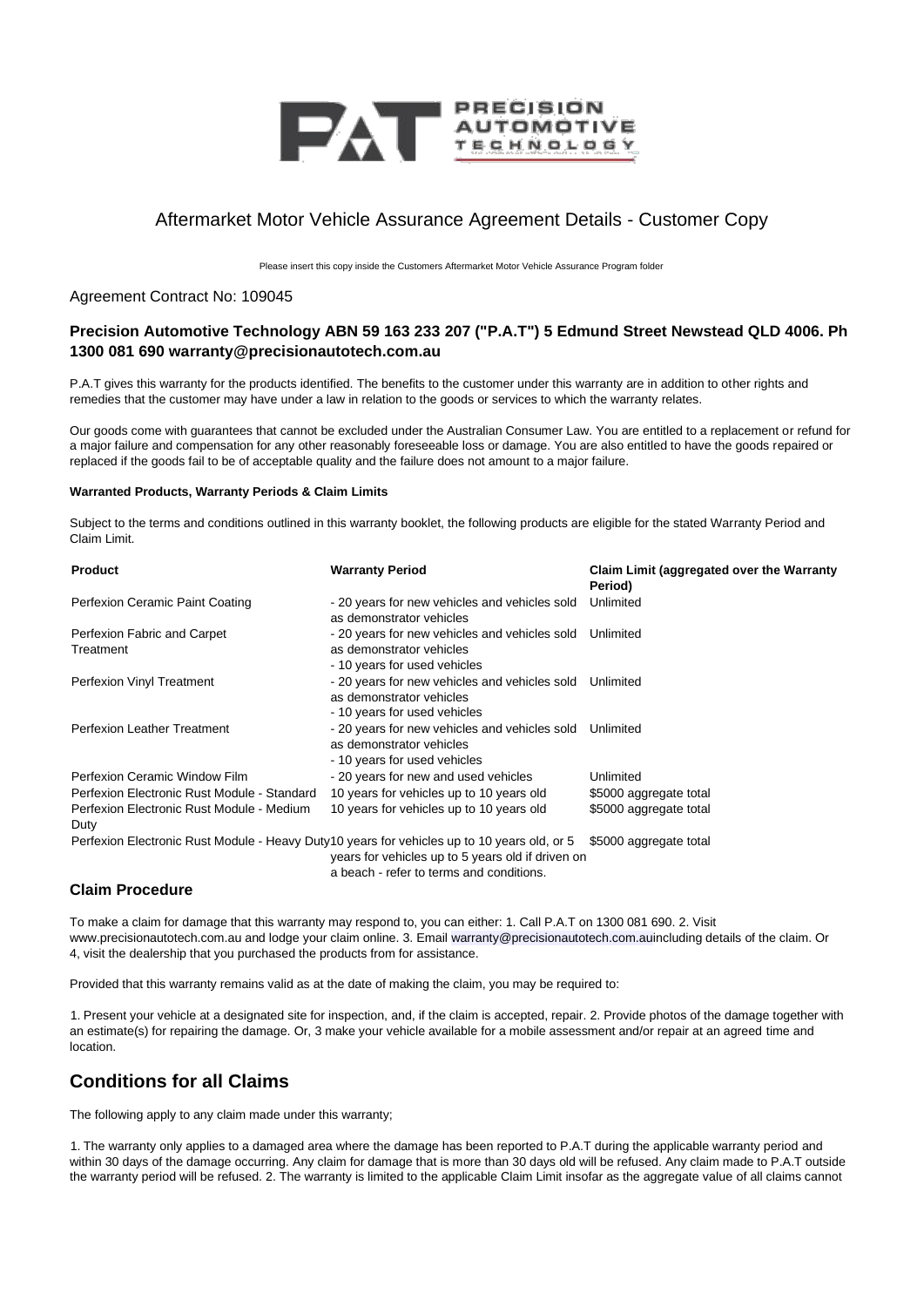# Aftermarket Motor Vehicle Assurance Agreement Details - Customer Copy

Please insert this copy inside the Customers Aftermarket Motor Vehicle Assurance Program folder

Agreement Contract No: 109045

### Precision Automotive Technology ABN 59 163 233 207 ("P.A.T") 5 Edmund Street Newstead QLD 4006. Ph 1300 081 690 warranty@precisionautotech.com.au

P.A.T gives this warranty for the products identified. The benefits to the customer under this warranty are in addition to other rights and remedies that the customer may have under a law in relation to the goods or services to which the warranty relates.

Our goods come with guarantees that cannot be excluded under the Australian Consumer Law. You are entitled to a replacement or refund for a major failure and compensation for any other reasonably foreseeable loss or damage. You are also entitled to have the goods repaired or replaced if the goods fail to be of acceptable quality and the failure does not amount to a major failure.

**Warranted Products, Warranty Periods & Claim Limits**

Subject to the terms and conditions outlined in this warranty booklet, the following products are eligible for the stated Warranty Period and Claim Limit.

| Product | Warranty Period | Claim Limit (aggregated over the Warranty Period) |
|---|---|---|
| Perfexion Ceramic Paint Coating | - 20 years for new vehicles and vehicles sold as demonstrator vehicles | Unlimited |
| Perfexion Fabric and Carpet Treatment | - 20 years for new vehicles and vehicles sold as demonstrator vehicles<br>- 10 years for used vehicles | Unlimited |
| Perfexion Vinyl Treatment | - 20 years for new vehicles and vehicles sold as demonstrator vehicles<br>- 10 years for used vehicles | Unlimited |
| Perfexion Leather Treatment | - 20 years for new vehicles and vehicles sold as demonstrator vehicles<br>- 10 years for used vehicles | Unlimited |
| Perfexion Ceramic Window Film | - 20 years for new and used vehicles | Unlimited |
| Perfexion Electronic Rust Module - Standard | 10 years for vehicles up to 10 years old | $5000 aggregate total |
| Perfexion Electronic Rust Module - Medium Duty | 10 years for vehicles up to 10 years old | $5000 aggregate total |
| Perfexion Electronic Rust Module - Heavy Duty | 10 years for vehicles up to 10 years old, or 5 years for vehicles up to 5 years old if driven on a beach - refer to terms and conditions. | $5000 aggregate total |

### Claim Procedure

To make a claim for damage that this warranty may respond to, you can either: 1. Call P.A.T on 1300 081 690. 2. Visit www.precisionautotech.com.au and lodge your claim online. 3. Email warranty@precisionautotech.com.auincluding details of the claim. Or 4, visit the dealership that you purchased the products from for assistance.

Provided that this warranty remains valid as at the date of making the claim, you may be required to:

1. Present your vehicle at a designated site for inspection, and, if the claim is accepted, repair. 2. Provide photos of the damage together with an estimate(s) for repairing the damage. Or, 3 make your vehicle available for a mobile assessment and/or repair at an agreed time and location.

## Conditions for all Claims

The following apply to any claim made under this warranty;

1. The warranty only applies to a damaged area where the damage has been reported to P.A.T during the applicable warranty period and within 30 days of the damage occurring. Any claim for damage that is more than 30 days old will be refused. Any claim made to P.A.T outside the warranty period will be refused. 2. The warranty is limited to the applicable Claim Limit insofar as the aggregate value of all claims cannot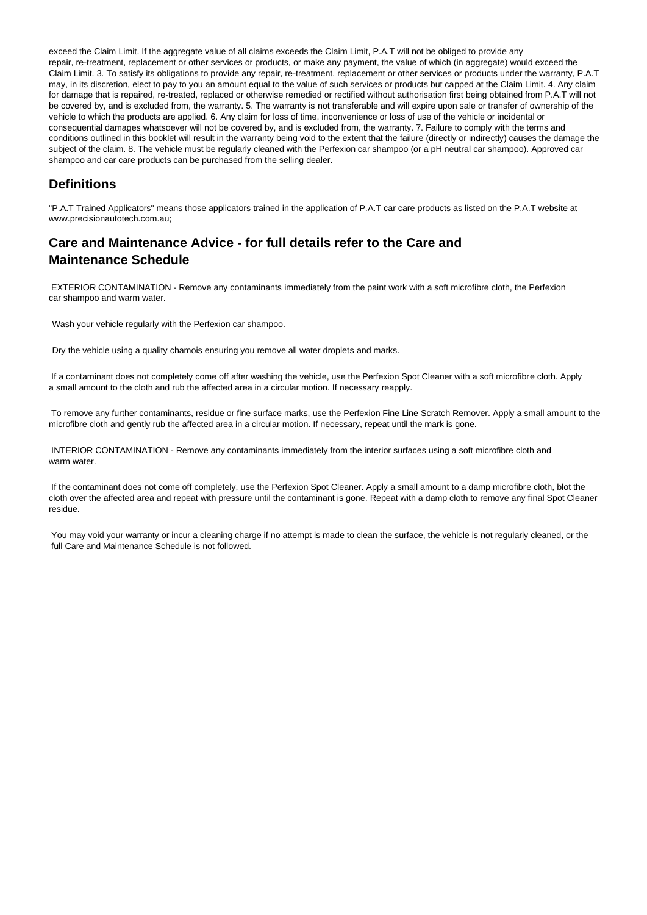exceed the Claim Limit. If the aggregate value of all claims exceeds the Claim Limit, P.A.T will not be obliged to provide any repair, re-treatment, replacement or other services or products, or make any payment, the value of which (in aggregate) would exceed the Claim Limit. 3. To satisfy its obligations to provide any repair, re-treatment, replacement or other services or products under the warranty, P.A.T may, in its discretion, elect to pay to you an amount equal to the value of such services or products but capped at the Claim Limit. 4. Any claim for damage that is repaired, re-treated, replaced or otherwise remedied or rectified without authorisation first being obtained from P.A.T will not be covered by, and is excluded from, the warranty. 5. The warranty is not transferable and will expire upon sale or transfer of ownership of the vehicle to which the products are applied. 6. Any claim for loss of time, inconvenience or loss of use of the vehicle or incidental or consequential damages whatsoever will not be covered by, and is excluded from, the warranty. 7. Failure to comply with the terms and conditions outlined in this booklet will result in the warranty being void to the extent that the failure (directly or indirectly) causes the damage the subject of the claim. 8. The vehicle must be regularly cleaned with the Perfexion car shampoo (or a pH neutral car shampoo). Approved car shampoo and car care products can be purchased from the selling dealer.

## Definitions

"P.A.T Trained Applicators" means those applicators trained in the application of P.A.T car care products as listed on the P.A.T website at www.precisionautotech.com.au;

## Care and Maintenance Advice - for full details refer to the Care and Maintenance Schedule

EXTERIOR CONTAMINATION - Remove any contaminants immediately from the paint work with a soft microfibre cloth, the Perfexion car shampoo and warm water.

Wash your vehicle regularly with the Perfexion car shampoo.

Dry the vehicle using a quality chamois ensuring you remove all water droplets and marks.

If a contaminant does not completely come off after washing the vehicle, use the Perfexion Spot Cleaner with a soft microfibre cloth. Apply a small amount to the cloth and rub the affected area in a circular motion. If necessary reapply.

To remove any further contaminants, residue or fine surface marks, use the Perfexion Fine Line Scratch Remover. Apply a small amount to the microfibre cloth and gently rub the affected area in a circular motion. If necessary, repeat until the mark is gone.

INTERIOR CONTAMINATION - Remove any contaminants immediately from the interior surfaces using a soft microfibre cloth and warm water.

If the contaminant does not come off completely, use the Perfexion Spot Cleaner. Apply a small amount to a damp microfibre cloth, blot the cloth over the affected area and repeat with pressure until the contaminant is gone. Repeat with a damp cloth to remove any final Spot Cleaner residue.

You may void your warranty or incur a cleaning charge if no attempt is made to clean the surface, the vehicle is not regularly cleaned, or the full Care and Maintenance Schedule is not followed.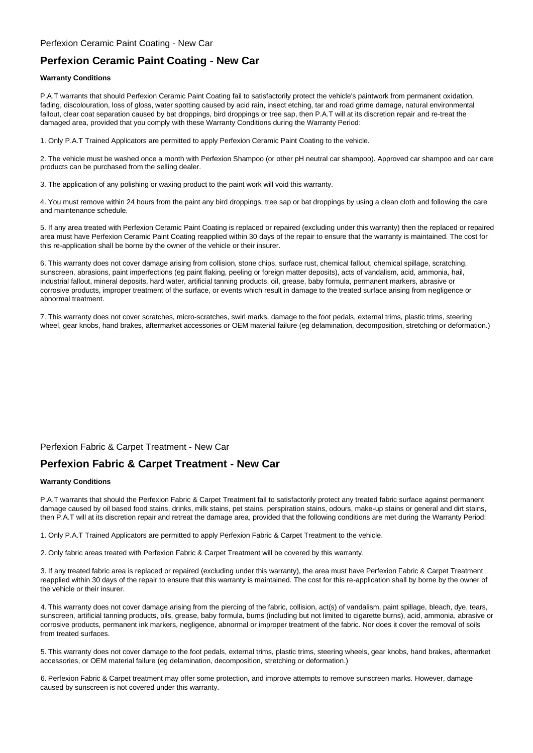Perfexion Ceramic Paint Coating - New Car

## Perfexion Ceramic Paint Coating - New Car

**Warranty Conditions**

P.A.T warrants that should Perfexion Ceramic Paint Coating fail to satisfactorily protect the vehicle's paintwork from permanent oxidation, fading, discolouration, loss of gloss, water spotting caused by acid rain, insect etching, tar and road grime damage, natural environmental fallout, clear coat separation caused by bat droppings, bird droppings or tree sap, then P.A.T will at its discretion repair and re-treat the damaged area, provided that you comply with these Warranty Conditions during the Warranty Period:

1. Only P.A.T Trained Applicators are permitted to apply Perfexion Ceramic Paint Coating to the vehicle.

2. The vehicle must be washed once a month with Perfexion Shampoo (or other pH neutral car shampoo). Approved car shampoo and car care products can be purchased from the selling dealer.

3. The application of any polishing or waxing product to the paint work will void this warranty.

4. You must remove within 24 hours from the paint any bird droppings, tree sap or bat droppings by using a clean cloth and following the care and maintenance schedule.

5. If any area treated with Perfexion Ceramic Paint Coating is replaced or repaired (excluding under this warranty) then the replaced or repaired area must have Perfexion Ceramic Paint Coating reapplied within 30 days of the repair to ensure that the warranty is maintained. The cost for this re-application shall be borne by the owner of the vehicle or their insurer.

6. This warranty does not cover damage arising from collision, stone chips, surface rust, chemical fallout, chemical spillage, scratching, sunscreen, abrasions, paint imperfections (eg paint flaking, peeling or foreign matter deposits), acts of vandalism, acid, ammonia, hail, industrial fallout, mineral deposits, hard water, artificial tanning products, oil, grease, baby formula, permanent markers, abrasive or corrosive products, improper treatment of the surface, or events which result in damage to the treated surface arising from negligence or abnormal treatment.

7. This warranty does not cover scratches, micro-scratches, swirl marks, damage to the foot pedals, external trims, plastic trims, steering wheel, gear knobs, hand brakes, aftermarket accessories or OEM material failure (eg delamination, decomposition, stretching or deformation.)

Perfexion Fabric & Carpet Treatment - New Car

## Perfexion Fabric & Carpet Treatment - New Car

**Warranty Conditions**

P.A.T warrants that should the Perfexion Fabric & Carpet Treatment fail to satisfactorily protect any treated fabric surface against permanent damage caused by oil based food stains, drinks, milk stains, pet stains, perspiration stains, odours, make-up stains or general and dirt stains, then P.A.T will at its discretion repair and retreat the damage area, provided that the following conditions are met during the Warranty Period:

1. Only P.A.T Trained Applicators are permitted to apply Perfexion Fabric & Carpet Treatment to the vehicle.

2. Only fabric areas treated with Perfexion Fabric & Carpet Treatment will be covered by this warranty.

3. If any treated fabric area is replaced or repaired (excluding under this warranty), the area must have Perfexion Fabric & Carpet Treatment reapplied within 30 days of the repair to ensure that this warranty is maintained. The cost for this re-application shall by borne by the owner of the vehicle or their insurer.

4. This warranty does not cover damage arising from the piercing of the fabric, collision, act(s) of vandalism, paint spillage, bleach, dye, tears, sunscreen, artificial tanning products, oils, grease, baby formula, burns (including but not limited to cigarette burns), acid, ammonia, abrasive or corrosive products, permanent ink markers, negligence, abnormal or improper treatment of the fabric. Nor does it cover the removal of soils from treated surfaces.

5. This warranty does not cover damage to the foot pedals, external trims, plastic trims, steering wheels, gear knobs, hand brakes, aftermarket accessories, or OEM material failure (eg delamination, decomposition, stretching or deformation.)

6. Perfexion Fabric & Carpet treatment may offer some protection, and improve attempts to remove sunscreen marks. However, damage caused by sunscreen is not covered under this warranty.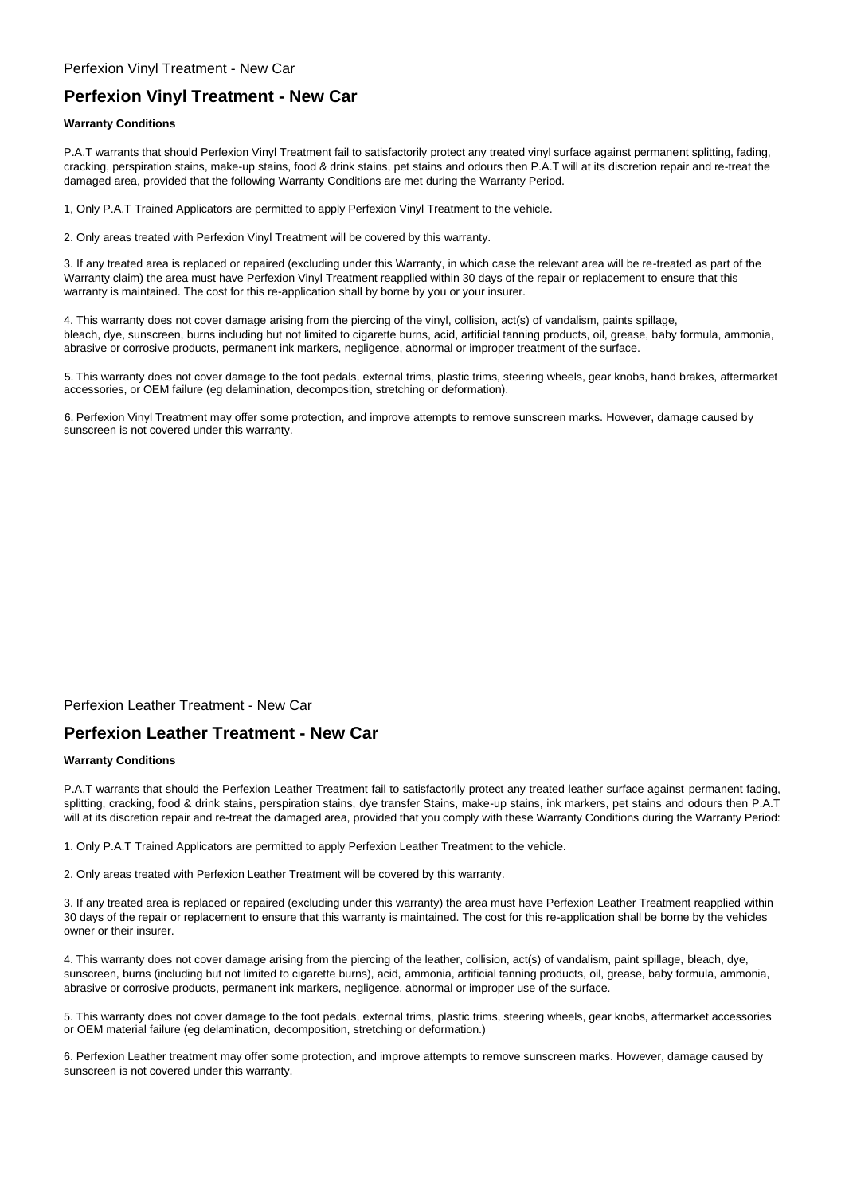Perfexion Vinyl Treatment - New Car

# Perfexion Vinyl Treatment - New Car

**Warranty Conditions**

P.A.T warrants that should Perfexion Vinyl Treatment fail to satisfactorily protect any treated vinyl surface against permanent splitting, fading, cracking, perspiration stains, make-up stains, food & drink stains, pet stains and odours then P.A.T will at its discretion repair and re-treat the damaged area, provided that the following Warranty Conditions are met during the Warranty Period.

1, Only P.A.T Trained Applicators are permitted to apply Perfexion Vinyl Treatment to the vehicle.

2. Only areas treated with Perfexion Vinyl Treatment will be covered by this warranty.

3. If any treated area is replaced or repaired (excluding under this Warranty, in which case the relevant area will be re-treated as part of the Warranty claim) the area must have Perfexion Vinyl Treatment reapplied within 30 days of the repair or replacement to ensure that this warranty is maintained. The cost for this re-application shall by borne by you or your insurer.

4. This warranty does not cover damage arising from the piercing of the vinyl, collision, act(s) of vandalism, paints spillage, bleach, dye, sunscreen, burns including but not limited to cigarette burns, acid, artificial tanning products, oil, grease, baby formula, ammonia, abrasive or corrosive products, permanent ink markers, negligence, abnormal or improper treatment of the surface.

5. This warranty does not cover damage to the foot pedals, external trims, plastic trims, steering wheels, gear knobs, hand brakes, aftermarket accessories, or OEM failure (eg delamination, decomposition, stretching or deformation).

6. Perfexion Vinyl Treatment may offer some protection, and improve attempts to remove sunscreen marks. However, damage caused by sunscreen is not covered under this warranty.

Perfexion Leather Treatment - New Car

# Perfexion Leather Treatment - New Car

**Warranty Conditions**

P.A.T warrants that should the Perfexion Leather Treatment fail to satisfactorily protect any treated leather surface against permanent fading, splitting, cracking, food & drink stains, perspiration stains, dye transfer Stains, make-up stains, ink markers, pet stains and odours then P.A.T will at its discretion repair and re-treat the damaged area, provided that you comply with these Warranty Conditions during the Warranty Period:

1. Only P.A.T Trained Applicators are permitted to apply Perfexion Leather Treatment to the vehicle.

2. Only areas treated with Perfexion Leather Treatment will be covered by this warranty.

3. If any treated area is replaced or repaired (excluding under this warranty) the area must have Perfexion Leather Treatment reapplied within 30 days of the repair or replacement to ensure that this warranty is maintained. The cost for this re-application shall be borne by the vehicles owner or their insurer.

4. This warranty does not cover damage arising from the piercing of the leather, collision, act(s) of vandalism, paint spillage, bleach, dye, sunscreen, burns (including but not limited to cigarette burns), acid, ammonia, artificial tanning products, oil, grease, baby formula, ammonia, abrasive or corrosive products, permanent ink markers, negligence, abnormal or improper use of the surface.

5. This warranty does not cover damage to the foot pedals, external trims, plastic trims, steering wheels, gear knobs, aftermarket accessories or OEM material failure (eg delamination, decomposition, stretching or deformation.)

6. Perfexion Leather treatment may offer some protection, and improve attempts to remove sunscreen marks. However, damage caused by sunscreen is not covered under this warranty.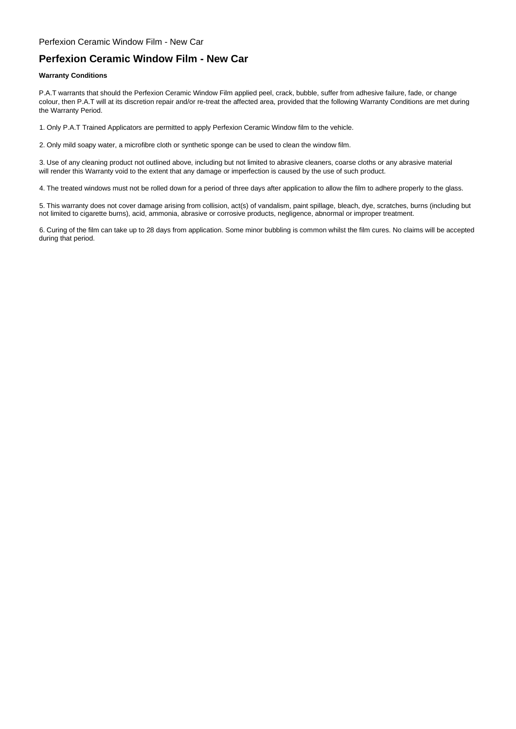# Perfexion Ceramic Window Film - New Car

**Warranty Conditions**

P.A.T warrants that should the Perfexion Ceramic Window Film applied peel, crack, bubble, suffer from adhesive failure, fade, or change colour, then P.A.T will at its discretion repair and/or re-treat the affected area, provided that the following Warranty Conditions are met during the Warranty Period.

1. Only P.A.T Trained Applicators are permitted to apply Perfexion Ceramic Window film to the vehicle.

2. Only mild soapy water, a microfibre cloth or synthetic sponge can be used to clean the window film.

3. Use of any cleaning product not outlined above, including but not limited to abrasive cleaners, coarse cloths or any abrasive material will render this Warranty void to the extent that any damage or imperfection is caused by the use of such product.

4. The treated windows must not be rolled down for a period of three days after application to allow the film to adhere properly to the glass.

5. This warranty does not cover damage arising from collision, act(s) of vandalism, paint spillage, bleach, dye, scratches, burns (including but not limited to cigarette burns), acid, ammonia, abrasive or corrosive products, negligence, abnormal or improper treatment.

6. Curing of the film can take up to 28 days from application. Some minor bubbling is common whilst the film cures. No claims will be accepted during that period.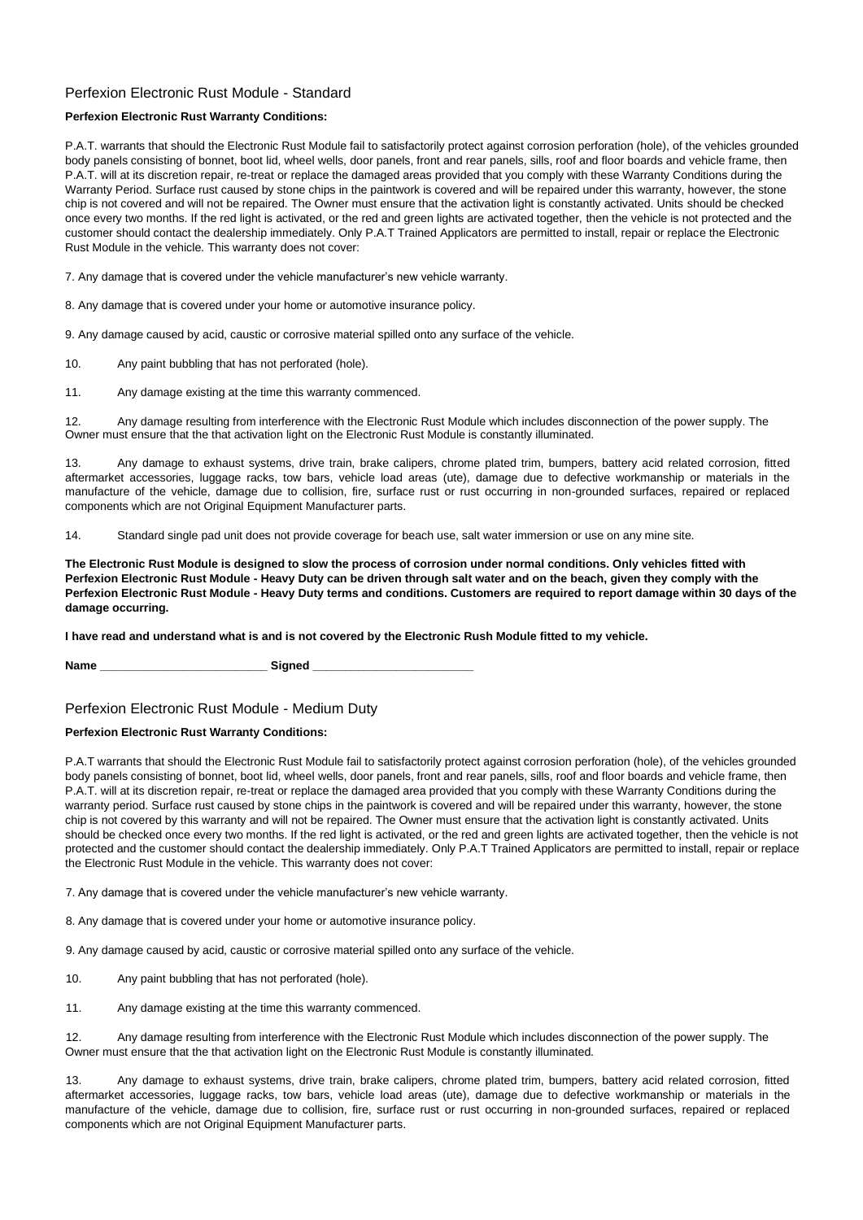## Perfexion Electronic Rust Module - Standard

**Perfexion Electronic Rust Warranty Conditions:**

P.A.T. warrants that should the Electronic Rust Module fail to satisfactorily protect against corrosion perforation (hole), of the vehicles grounded body panels consisting of bonnet, boot lid, wheel wells, door panels, front and rear panels, sills, roof and floor boards and vehicle frame, then P.A.T. will at its discretion repair, re-treat or replace the damaged areas provided that you comply with these Warranty Conditions during the Warranty Period. Surface rust caused by stone chips in the paintwork is covered and will be repaired under this warranty, however, the stone chip is not covered and will not be repaired. The Owner must ensure that the activation light is constantly activated. Units should be checked once every two months. If the red light is activated, or the red and green lights are activated together, then the vehicle is not protected and the customer should contact the dealership immediately. Only P.A.T Trained Applicators are permitted to install, repair or replace the Electronic Rust Module in the vehicle. This warranty does not cover:

7. Any damage that is covered under the vehicle manufacturer's new vehicle warranty.

8. Any damage that is covered under your home or automotive insurance policy.

9. Any damage caused by acid, caustic or corrosive material spilled onto any surface of the vehicle.

10. Any paint bubbling that has not perforated (hole).

11. Any damage existing at the time this warranty commenced.

12. Any damage resulting from interference with the Electronic Rust Module which includes disconnection of the power supply. The Owner must ensure that the that activation light on the Electronic Rust Module is constantly illuminated.

13. Any damage to exhaust systems, drive train, brake calipers, chrome plated trim, bumpers, battery acid related corrosion, fitted aftermarket accessories, luggage racks, tow bars, vehicle load areas (ute), damage due to defective workmanship or materials in the manufacture of the vehicle, damage due to collision, fire, surface rust or rust occurring in non-grounded surfaces, repaired or replaced components which are not Original Equipment Manufacturer parts.

14. Standard single pad unit does not provide coverage for beach use, salt water immersion or use on any mine site.

**The Electronic Rust Module is designed to slow the process of corrosion under normal conditions. Only vehicles fitted with Perfexion Electronic Rust Module - Heavy Duty can be driven through salt water and on the beach, given they comply with the Perfexion Electronic Rust Module - Heavy Duty terms and conditions. Customers are required to report damage within 30 days of the damage occurring.**

**I have read and understand what is and is not covered by the Electronic Rush Module fitted to my vehicle.**

**Name** __________________________ **Signed** __________________________

## Perfexion Electronic Rust Module - Medium Duty

**Perfexion Electronic Rust Warranty Conditions:**

P.A.T warrants that should the Electronic Rust Module fail to satisfactorily protect against corrosion perforation (hole), of the vehicles grounded body panels consisting of bonnet, boot lid, wheel wells, door panels, front and rear panels, sills, roof and floor boards and vehicle frame, then P.A.T. will at its discretion repair, re-treat or replace the damaged area provided that you comply with these Warranty Conditions during the warranty period. Surface rust caused by stone chips in the paintwork is covered and will be repaired under this warranty, however, the stone chip is not covered by this warranty and will not be repaired. The Owner must ensure that the activation light is constantly activated. Units should be checked once every two months. If the red light is activated, or the red and green lights are activated together, then the vehicle is not protected and the customer should contact the dealership immediately. Only P.A.T Trained Applicators are permitted to install, repair or replace the Electronic Rust Module in the vehicle. This warranty does not cover:

7. Any damage that is covered under the vehicle manufacturer's new vehicle warranty.

8. Any damage that is covered under your home or automotive insurance policy.

9. Any damage caused by acid, caustic or corrosive material spilled onto any surface of the vehicle.

10. Any paint bubbling that has not perforated (hole).

11. Any damage existing at the time this warranty commenced.

12. Any damage resulting from interference with the Electronic Rust Module which includes disconnection of the power supply. The Owner must ensure that the that activation light on the Electronic Rust Module is constantly illuminated.

13. Any damage to exhaust systems, drive train, brake calipers, chrome plated trim, bumpers, battery acid related corrosion, fitted aftermarket accessories, luggage racks, tow bars, vehicle load areas (ute), damage due to defective workmanship or materials in the manufacture of the vehicle, damage due to collision, fire, surface rust or rust occurring in non-grounded surfaces, repaired or replaced components which are not Original Equipment Manufacturer parts.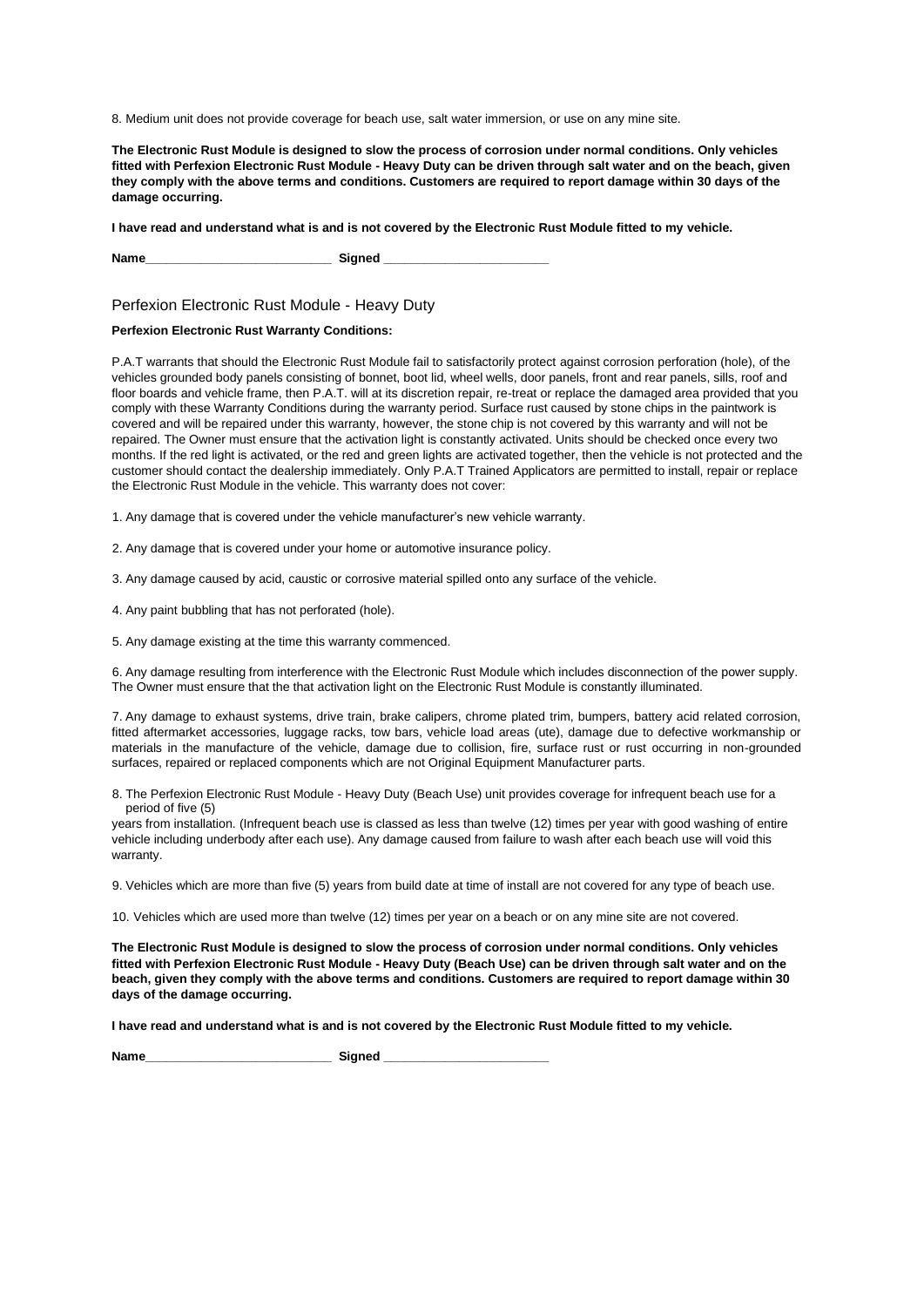8. Medium unit does not provide coverage for beach use, salt water immersion, or use on any mine site.

**The Electronic Rust Module is designed to slow the process of corrosion under normal conditions. Only vehicles fitted with Perfexion Electronic Rust Module - Heavy Duty can be driven through salt water and on the beach, given they comply with the above terms and conditions. Customers are required to report damage within 30 days of the damage occurring.**

**I have read and understand what is and is not covered by the Electronic Rust Module fitted to my vehicle.**

**Name**__________________________ **Signed** _______________________

## Perfexion Electronic Rust Module - Heavy Duty

**Perfexion Electronic Rust Warranty Conditions:**

P.A.T warrants that should the Electronic Rust Module fail to satisfactorily protect against corrosion perforation (hole), of the vehicles grounded body panels consisting of bonnet, boot lid, wheel wells, door panels, front and rear panels, sills, roof and floor boards and vehicle frame, then P.A.T. will at its discretion repair, re-treat or replace the damaged area provided that you comply with these Warranty Conditions during the warranty period. Surface rust caused by stone chips in the paintwork is covered and will be repaired under this warranty, however, the stone chip is not covered by this warranty and will not be repaired. The Owner must ensure that the activation light is constantly activated. Units should be checked once every two months. If the red light is activated, or the red and green lights are activated together, then the vehicle is not protected and the customer should contact the dealership immediately. Only P.A.T Trained Applicators are permitted to install, repair or replace the Electronic Rust Module in the vehicle. This warranty does not cover:

1. Any damage that is covered under the vehicle manufacturer's new vehicle warranty.

2. Any damage that is covered under your home or automotive insurance policy.

3. Any damage caused by acid, caustic or corrosive material spilled onto any surface of the vehicle.

4. Any paint bubbling that has not perforated (hole).

5. Any damage existing at the time this warranty commenced.

6. Any damage resulting from interference with the Electronic Rust Module which includes disconnection of the power supply. The Owner must ensure that the that activation light on the Electronic Rust Module is constantly illuminated.

7. Any damage to exhaust systems, drive train, brake calipers, chrome plated trim, bumpers, battery acid related corrosion, fitted aftermarket accessories, luggage racks, tow bars, vehicle load areas (ute), damage due to defective workmanship or materials in the manufacture of the vehicle, damage due to collision, fire, surface rust or rust occurring in non-grounded surfaces, repaired or replaced components which are not Original Equipment Manufacturer parts.

8. The Perfexion Electronic Rust Module - Heavy Duty (Beach Use) unit provides coverage for infrequent beach use for a period of five (5) years from installation. (Infrequent beach use is classed as less than twelve (12) times per year with good washing of entire vehicle including underbody after each use). Any damage caused from failure to wash after each beach use will void this warranty.

9. Vehicles which are more than five (5) years from build date at time of install are not covered for any type of beach use.

10. Vehicles which are used more than twelve (12) times per year on a beach or on any mine site are not covered.

**The Electronic Rust Module is designed to slow the process of corrosion under normal conditions. Only vehicles fitted with Perfexion Electronic Rust Module - Heavy Duty (Beach Use) can be driven through salt water and on the beach, given they comply with the above terms and conditions. Customers are required to report damage within 30 days of the damage occurring.**

**I have read and understand what is and is not covered by the Electronic Rust Module fitted to my vehicle.**

**Name**__________________________ **Signed** _______________________